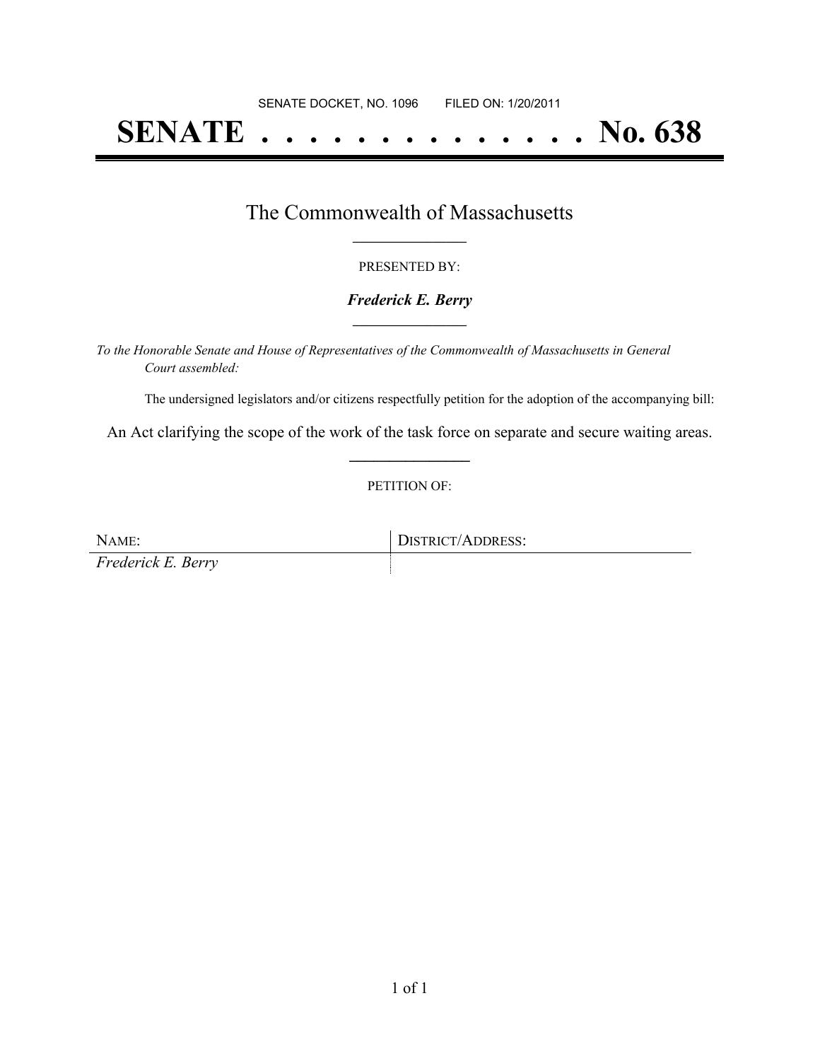SENATE DOCKET, NO. 1096        FILED ON: 1/20/2011

# SENATE . . . . . . . . . . . . . . No. 638

## The Commonwealth of Massachusetts

PRESENTED BY:

***Frederick E. Berry***

*To the Honorable Senate and House of Representatives of the Commonwealth of Massachusetts in General Court assembled:*

The undersigned legislators and/or citizens respectfully petition for the adoption of the accompanying bill:

An Act clarifying the scope of the work of the task force on separate and secure waiting areas.

PETITION OF:

| NAME: | DISTRICT/ADDRESS: |
| --- | --- |
| *Frederick E. Berry* | |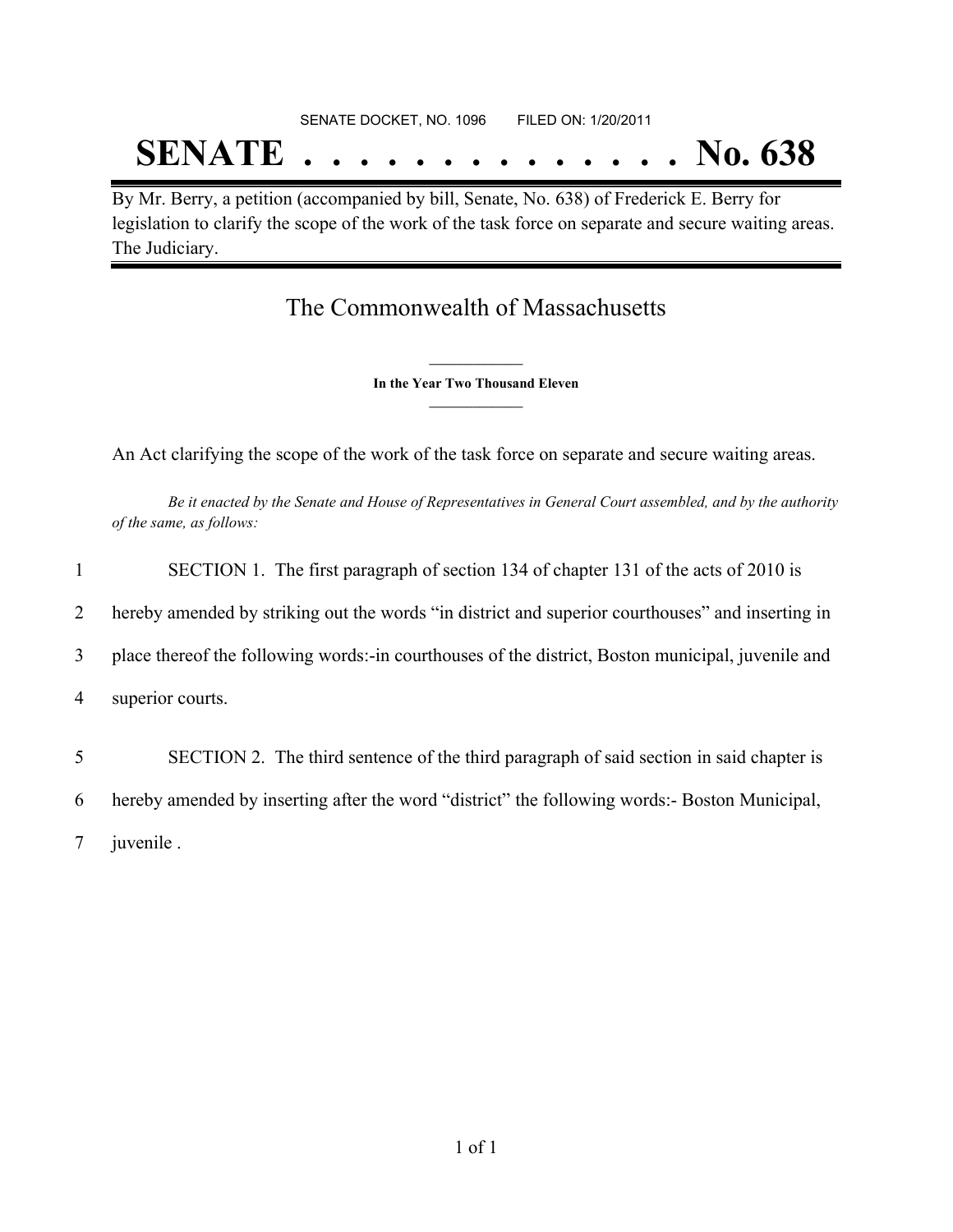SENATE DOCKET, NO. 1096        FILED ON: 1/20/2011

# SENATE . . . . . . . . . . . . . . No. 638

By Mr. Berry, a petition (accompanied by bill, Senate, No. 638) of Frederick E. Berry for legislation to clarify the scope of the work of the task force on separate and secure waiting areas. The Judiciary.

## The Commonwealth of Massachusetts

**In the Year Two Thousand Eleven**

An Act clarifying the scope of the work of the task force on separate and secure waiting areas.

*Be it enacted by the Senate and House of Representatives in General Court assembled, and by the authority of the same, as follows:*

1 SECTION 1. The first paragraph of section 134 of chapter 131 of the acts of 2010 is
2 hereby amended by striking out the words "in district and superior courthouses" and inserting in
3 place thereof the following words:-in courthouses of the district, Boston municipal, juvenile and
4 superior courts.

5 SECTION 2. The third sentence of the third paragraph of said section in said chapter is
6 hereby amended by inserting after the word "district" the following words:- Boston Municipal,
7 juvenile .